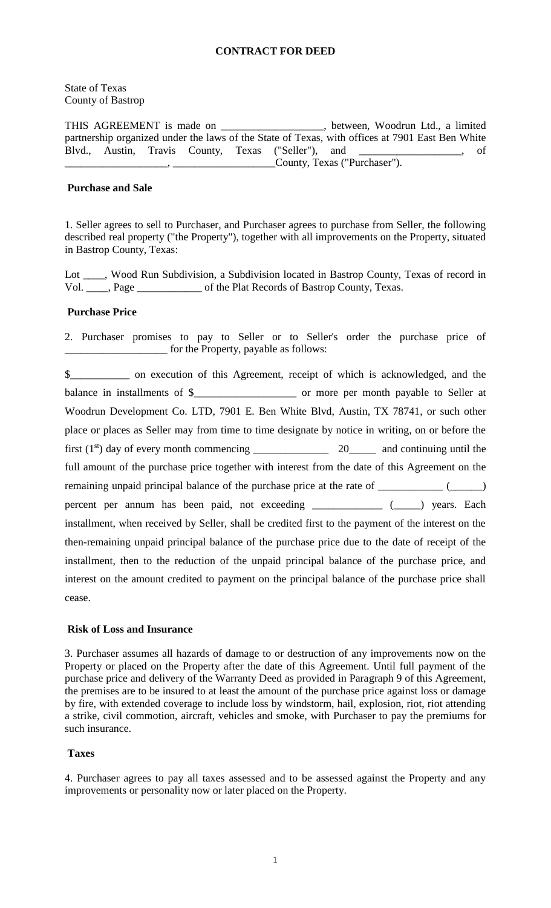# CONTRACT FOR DEED

State of Texas
County of Bastrop

THIS AGREEMENT is made on ___________________, between, Woodrun Ltd., a limited partnership organized under the laws of the State of Texas, with offices at 7901 East Ben White Blvd., Austin, Travis County, Texas ("Seller"), and ___________________, of ___________________, ___________________County, Texas ("Purchaser").

**Purchase and Sale**

1. Seller agrees to sell to Purchaser, and Purchaser agrees to purchase from Seller, the following described real property ("the Property"), together with all improvements on the Property, situated in Bastrop County, Texas:

Lot ____, Wood Run Subdivision, a Subdivision located in Bastrop County, Texas of record in Vol. ____, Page ____________ of the Plat Records of Bastrop County, Texas.

**Purchase Price**

2. Purchaser promises to pay to Seller or to Seller's order the purchase price of ___________________ for the Property, payable as follows:

$___________ on execution of this Agreement, receipt of which is acknowledged, and the balance in installments of $___________________ or more per month payable to Seller at Woodrun Development Co. LTD, 7901 E. Ben White Blvd, Austin, TX 78741, or such other place or places as Seller may from time to time designate by notice in writing, on or before the first (1st) day of every month commencing ______________ 20_____ and continuing until the full amount of the purchase price together with interest from the date of this Agreement on the remaining unpaid principal balance of the purchase price at the rate of ____________ (______) percent per annum has been paid, not exceeding _____________ (_____) years. Each installment, when received by Seller, shall be credited first to the payment of the interest on the then-remaining unpaid principal balance of the purchase price due to the date of receipt of the installment, then to the reduction of the unpaid principal balance of the purchase price, and interest on the amount credited to payment on the principal balance of the purchase price shall cease.

**Risk of Loss and Insurance**

3. Purchaser assumes all hazards of damage to or destruction of any improvements now on the Property or placed on the Property after the date of this Agreement. Until full payment of the purchase price and delivery of the Warranty Deed as provided in Paragraph 9 of this Agreement, the premises are to be insured to at least the amount of the purchase price against loss or damage by fire, with extended coverage to include loss by windstorm, hail, explosion, riot, riot attending a strike, civil commotion, aircraft, vehicles and smoke, with Purchaser to pay the premiums for such insurance.

**Taxes**

4. Purchaser agrees to pay all taxes assessed and to be assessed against the Property and any improvements or personality now or later placed on the Property.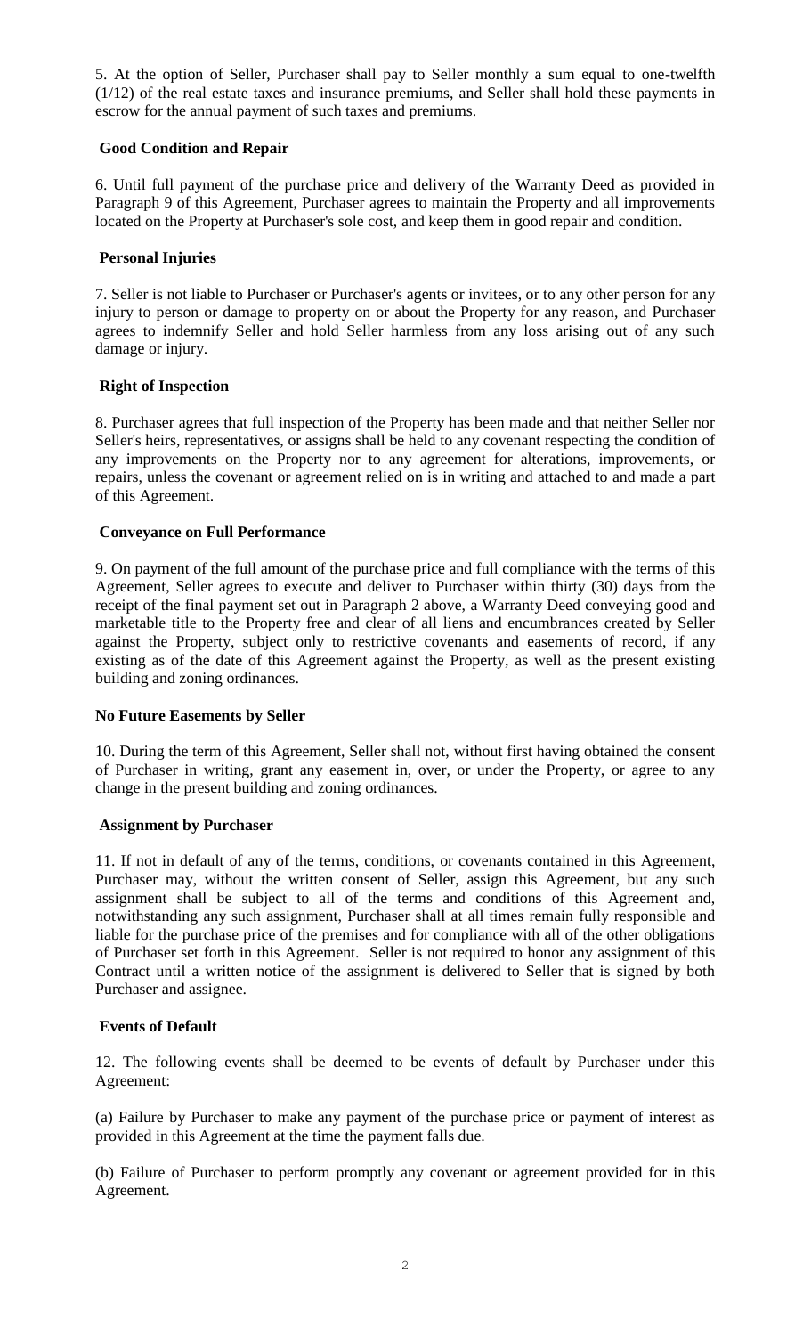5. At the option of Seller, Purchaser shall pay to Seller monthly a sum equal to one-twelfth (1/12) of the real estate taxes and insurance premiums, and Seller shall hold these payments in escrow for the annual payment of such taxes and premiums.

**Good Condition and Repair**

6. Until full payment of the purchase price and delivery of the Warranty Deed as provided in Paragraph 9 of this Agreement, Purchaser agrees to maintain the Property and all improvements located on the Property at Purchaser's sole cost, and keep them in good repair and condition.

**Personal Injuries**

7. Seller is not liable to Purchaser or Purchaser's agents or invitees, or to any other person for any injury to person or damage to property on or about the Property for any reason, and Purchaser agrees to indemnify Seller and hold Seller harmless from any loss arising out of any such damage or injury.

**Right of Inspection**

8. Purchaser agrees that full inspection of the Property has been made and that neither Seller nor Seller's heirs, representatives, or assigns shall be held to any covenant respecting the condition of any improvements on the Property nor to any agreement for alterations, improvements, or repairs, unless the covenant or agreement relied on is in writing and attached to and made a part of this Agreement.

**Conveyance on Full Performance**

9. On payment of the full amount of the purchase price and full compliance with the terms of this Agreement, Seller agrees to execute and deliver to Purchaser within thirty (30) days from the receipt of the final payment set out in Paragraph 2 above, a Warranty Deed conveying good and marketable title to the Property free and clear of all liens and encumbrances created by Seller against the Property, subject only to restrictive covenants and easements of record, if any existing as of the date of this Agreement against the Property, as well as the present existing building and zoning ordinances.

**No Future Easements by Seller**

10. During the term of this Agreement, Seller shall not, without first having obtained the consent of Purchaser in writing, grant any easement in, over, or under the Property, or agree to any change in the present building and zoning ordinances.

**Assignment by Purchaser**

11. If not in default of any of the terms, conditions, or covenants contained in this Agreement, Purchaser may, without the written consent of Seller, assign this Agreement, but any such assignment shall be subject to all of the terms and conditions of this Agreement and, notwithstanding any such assignment, Purchaser shall at all times remain fully responsible and liable for the purchase price of the premises and for compliance with all of the other obligations of Purchaser set forth in this Agreement. Seller is not required to honor any assignment of this Contract until a written notice of the assignment is delivered to Seller that is signed by both Purchaser and assignee.

**Events of Default**

12. The following events shall be deemed to be events of default by Purchaser under this Agreement:

(a) Failure by Purchaser to make any payment of the purchase price or payment of interest as provided in this Agreement at the time the payment falls due.

(b) Failure of Purchaser to perform promptly any covenant or agreement provided for in this Agreement.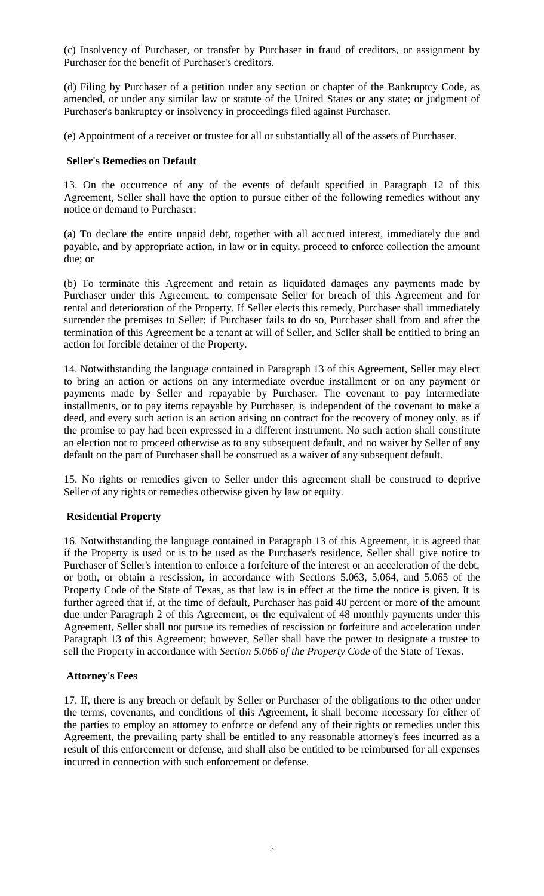(c) Insolvency of Purchaser, or transfer by Purchaser in fraud of creditors, or assignment by Purchaser for the benefit of Purchaser's creditors.

(d) Filing by Purchaser of a petition under any section or chapter of the Bankruptcy Code, as amended, or under any similar law or statute of the United States or any state; or judgment of Purchaser's bankruptcy or insolvency in proceedings filed against Purchaser.

(e) Appointment of a receiver or trustee for all or substantially all of the assets of Purchaser.

**Seller's Remedies on Default**

13. On the occurrence of any of the events of default specified in Paragraph 12 of this Agreement, Seller shall have the option to pursue either of the following remedies without any notice or demand to Purchaser:

(a) To declare the entire unpaid debt, together with all accrued interest, immediately due and payable, and by appropriate action, in law or in equity, proceed to enforce collection the amount due; or

(b) To terminate this Agreement and retain as liquidated damages any payments made by Purchaser under this Agreement, to compensate Seller for breach of this Agreement and for rental and deterioration of the Property. If Seller elects this remedy, Purchaser shall immediately surrender the premises to Seller; if Purchaser fails to do so, Purchaser shall from and after the termination of this Agreement be a tenant at will of Seller, and Seller shall be entitled to bring an action for forcible detainer of the Property.

14. Notwithstanding the language contained in Paragraph 13 of this Agreement, Seller may elect to bring an action or actions on any intermediate overdue installment or on any payment or payments made by Seller and repayable by Purchaser. The covenant to pay intermediate installments, or to pay items repayable by Purchaser, is independent of the covenant to make a deed, and every such action is an action arising on contract for the recovery of money only, as if the promise to pay had been expressed in a different instrument. No such action shall constitute an election not to proceed otherwise as to any subsequent default, and no waiver by Seller of any default on the part of Purchaser shall be construed as a waiver of any subsequent default.

15. No rights or remedies given to Seller under this agreement shall be construed to deprive Seller of any rights or remedies otherwise given by law or equity.

**Residential Property**

16. Notwithstanding the language contained in Paragraph 13 of this Agreement, it is agreed that if the Property is used or is to be used as the Purchaser's residence, Seller shall give notice to Purchaser of Seller's intention to enforce a forfeiture of the interest or an acceleration of the debt, or both, or obtain a rescission, in accordance with Sections 5.063, 5.064, and 5.065 of the Property Code of the State of Texas, as that law is in effect at the time the notice is given. It is further agreed that if, at the time of default, Purchaser has paid 40 percent or more of the amount due under Paragraph 2 of this Agreement, or the equivalent of 48 monthly payments under this Agreement, Seller shall not pursue its remedies of rescission or forfeiture and acceleration under Paragraph 13 of this Agreement; however, Seller shall have the power to designate a trustee to sell the Property in accordance with *Section 5.066 of the Property Code* of the State of Texas.

**Attorney's Fees**

17. If, there is any breach or default by Seller or Purchaser of the obligations to the other under the terms, covenants, and conditions of this Agreement, it shall become necessary for either of the parties to employ an attorney to enforce or defend any of their rights or remedies under this Agreement, the prevailing party shall be entitled to any reasonable attorney's fees incurred as a result of this enforcement or defense, and shall also be entitled to be reimbursed for all expenses incurred in connection with such enforcement or defense.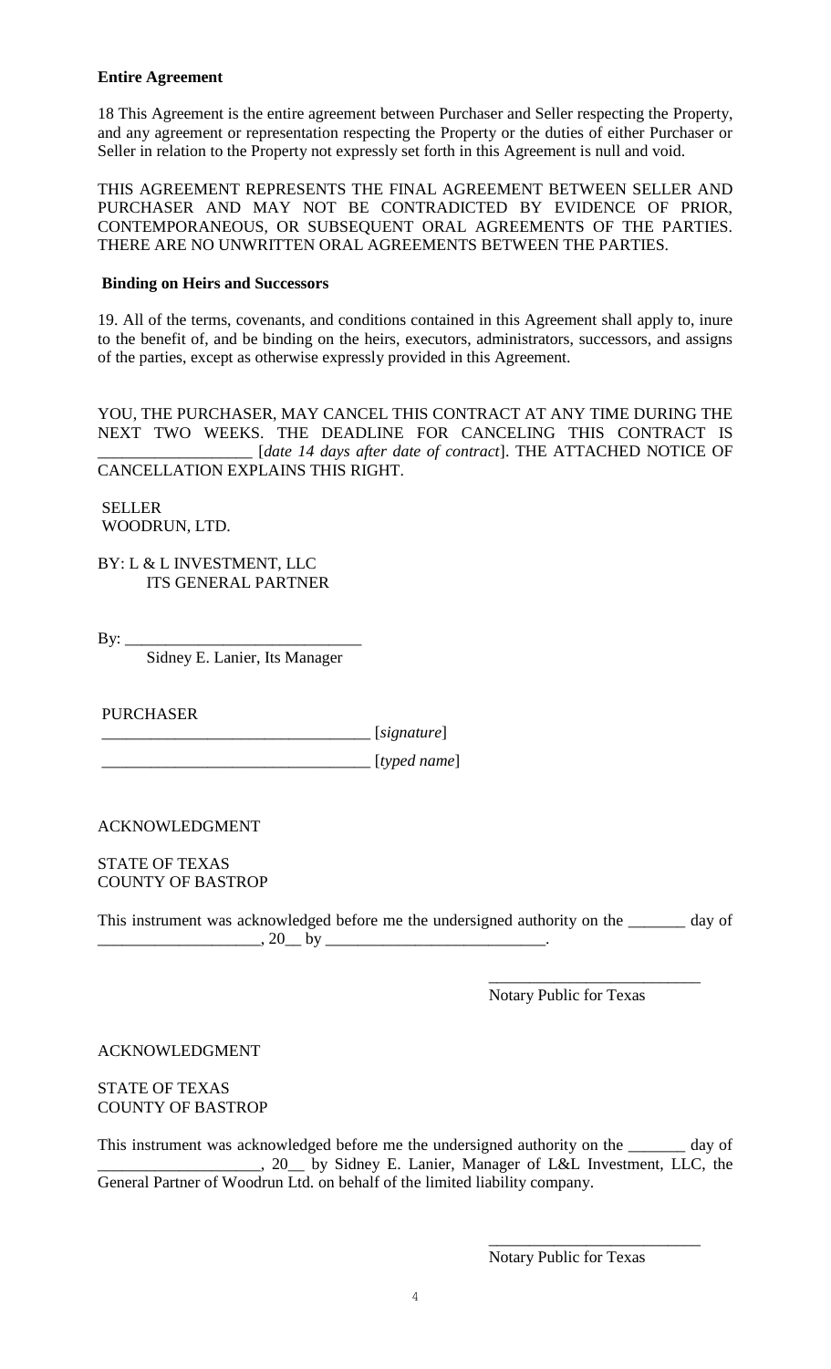**Entire Agreement**

18 This Agreement is the entire agreement between Purchaser and Seller respecting the Property, and any agreement or representation respecting the Property or the duties of either Purchaser or Seller in relation to the Property not expressly set forth in this Agreement is null and void.

THIS AGREEMENT REPRESENTS THE FINAL AGREEMENT BETWEEN SELLER AND PURCHASER AND MAY NOT BE CONTRADICTED BY EVIDENCE OF PRIOR, CONTEMPORANEOUS, OR SUBSEQUENT ORAL AGREEMENTS OF THE PARTIES. THERE ARE NO UNWRITTEN ORAL AGREEMENTS BETWEEN THE PARTIES.

**Binding on Heirs and Successors**

19. All of the terms, covenants, and conditions contained in this Agreement shall apply to, inure to the benefit of, and be binding on the heirs, executors, administrators, successors, and assigns of the parties, except as otherwise expressly provided in this Agreement.

YOU, THE PURCHASER, MAY CANCEL THIS CONTRACT AT ANY TIME DURING THE NEXT TWO WEEKS. THE DEADLINE FOR CANCELING THIS CONTRACT IS ___________________ [*date 14 days after date of contract*]. THE ATTACHED NOTICE OF CANCELLATION EXPLAINS THIS RIGHT.

SELLER
WOODRUN, LTD.

BY: L & L INVESTMENT, LLC
ITS GENERAL PARTNER

By: _____________________________
Sidney E. Lanier, Its Manager

PURCHASER

_________________________________ [*signature*]

_________________________________ [*typed name*]

ACKNOWLEDGMENT

STATE OF TEXAS
COUNTY OF BASTROP

This instrument was acknowledged before me the undersigned authority on the _______ day of ____________________, 20__ by ___________________________.

__________________________
Notary Public for Texas

ACKNOWLEDGMENT

STATE OF TEXAS
COUNTY OF BASTROP

This instrument was acknowledged before me the undersigned authority on the _______ day of ____________________, 20__ by Sidney E. Lanier, Manager of L&L Investment, LLC, the General Partner of Woodrun Ltd. on behalf of the limited liability company.

__________________________
Notary Public for Texas